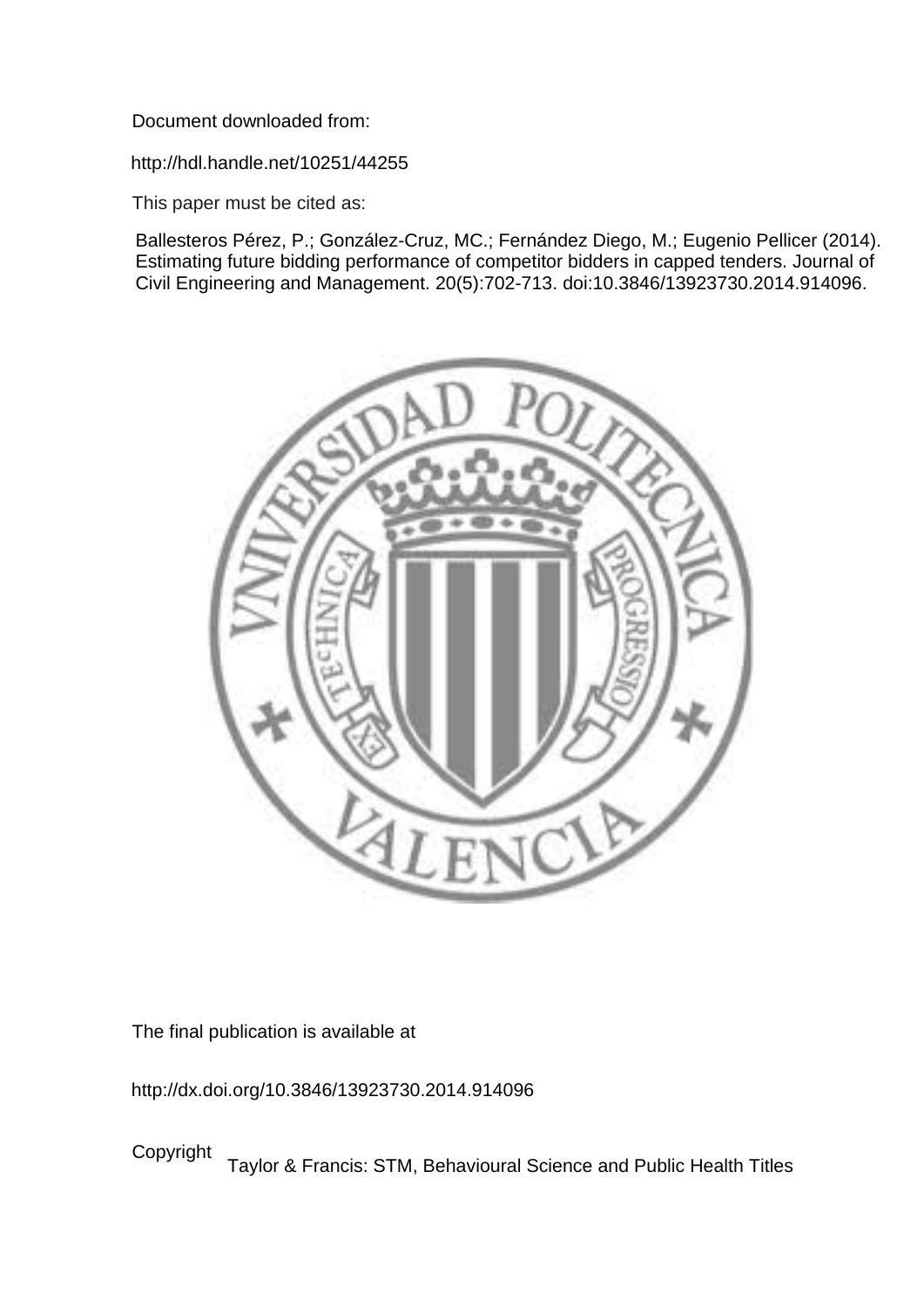Document downloaded from:

http://hdl.handle.net/10251/44255

This paper must be cited as:

Ballesteros Pérez, P.; González-Cruz, MC.; Fernández Diego, M.; Eugenio Pellicer (2014). Estimating future bidding performance of competitor bidders in capped tenders. Journal of Civil Engineering and Management. 20(5):702-713. doi:10.3846/13923730.2014.914096.

The final publication is available at

http://dx.doi.org/10.3846/13923730.2014.914096

Copyright Taylor & Francis: STM, Behavioural Science and Public Health Titles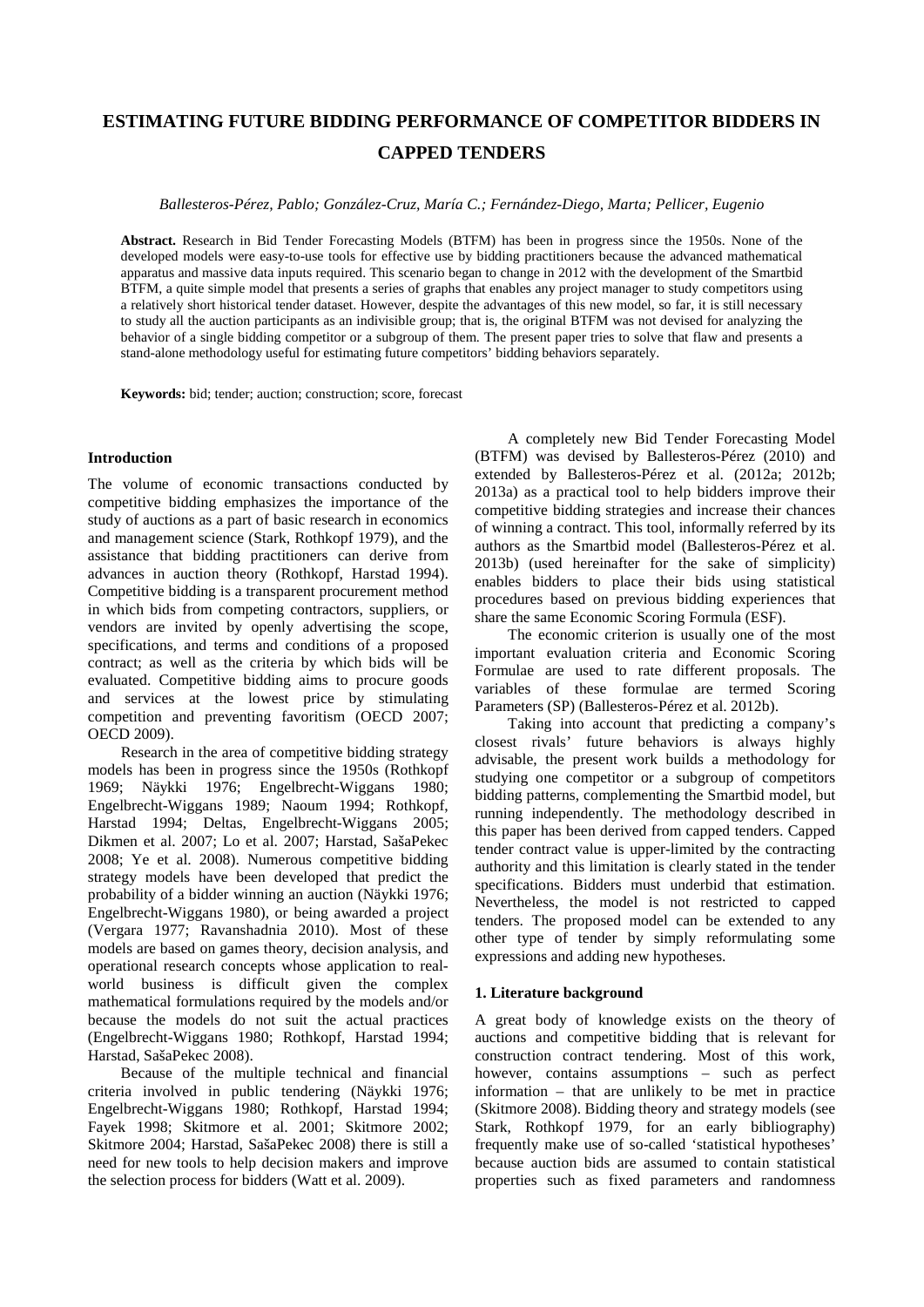# ESTIMATING FUTURE BIDDING PERFORMANCE OF COMPETITOR BIDDERS IN CAPPED TENDERS

*Ballesteros-Pérez, Pablo; González-Cruz, María C.; Fernández-Diego, Marta; Pellicer, Eugenio*

**Abstract.** Research in Bid Tender Forecasting Models (BTFM) has been in progress since the 1950s. None of the developed models were easy-to-use tools for effective use by bidding practitioners because the advanced mathematical apparatus and massive data inputs required. This scenario began to change in 2012 with the development of the Smartbid BTFM, a quite simple model that presents a series of graphs that enables any project manager to study competitors using a relatively short historical tender dataset. However, despite the advantages of this new model, so far, it is still necessary to study all the auction participants as an indivisible group; that is, the original BTFM was not devised for analyzing the behavior of a single bidding competitor or a subgroup of them. The present paper tries to solve that flaw and presents a stand-alone methodology useful for estimating future competitors' bidding behaviors separately.

**Keywords:** bid; tender; auction; construction; score, forecast

## Introduction

The volume of economic transactions conducted by competitive bidding emphasizes the importance of the study of auctions as a part of basic research in economics and management science (Stark, Rothkopf 1979), and the assistance that bidding practitioners can derive from advances in auction theory (Rothkopf, Harstad 1994). Competitive bidding is a transparent procurement method in which bids from competing contractors, suppliers, or vendors are invited by openly advertising the scope, specifications, and terms and conditions of a proposed contract; as well as the criteria by which bids will be evaluated. Competitive bidding aims to procure goods and services at the lowest price by stimulating competition and preventing favoritism (OECD 2007; OECD 2009).

Research in the area of competitive bidding strategy models has been in progress since the 1950s (Rothkopf 1969; Näykki 1976; Engelbrecht-Wiggans 1980; Engelbrecht-Wiggans 1989; Naoum 1994; Rothkopf, Harstad 1994; Deltas, Engelbrecht-Wiggans 2005; Dikmen et al. 2007; Lo et al. 2007; Harstad, SašaPekec 2008; Ye et al. 2008). Numerous competitive bidding strategy models have been developed that predict the probability of a bidder winning an auction (Näykki 1976; Engelbrecht-Wiggans 1980), or being awarded a project (Vergara 1977; Ravanshadnia 2010). Most of these models are based on games theory, decision analysis, and operational research concepts whose application to real-world business is difficult given the complex mathematical formulations required by the models and/or because the models do not suit the actual practices (Engelbrecht-Wiggans 1980; Rothkopf, Harstad 1994; Harstad, SašaPekec 2008).

Because of the multiple technical and financial criteria involved in public tendering (Näykki 1976; Engelbrecht-Wiggans 1980; Rothkopf, Harstad 1994; Fayek 1998; Skitmore et al. 2001; Skitmore 2002; Skitmore 2004; Harstad, SašaPekec 2008) there is still a need for new tools to help decision makers and improve the selection process for bidders (Watt et al. 2009).

A completely new Bid Tender Forecasting Model (BTFM) was devised by Ballesteros-Pérez (2010) and extended by Ballesteros-Pérez et al. (2012a; 2012b; 2013a) as a practical tool to help bidders improve their competitive bidding strategies and increase their chances of winning a contract. This tool, informally referred by its authors as the Smartbid model (Ballesteros-Pérez et al. 2013b) (used hereinafter for the sake of simplicity) enables bidders to place their bids using statistical procedures based on previous bidding experiences that share the same Economic Scoring Formula (ESF).

The economic criterion is usually one of the most important evaluation criteria and Economic Scoring Formulae are used to rate different proposals. The variables of these formulae are termed Scoring Parameters (SP) (Ballesteros-Pérez et al. 2012b).

Taking into account that predicting a company's closest rivals' future behaviors is always highly advisable, the present work builds a methodology for studying one competitor or a subgroup of competitors bidding patterns, complementing the Smartbid model, but running independently. The methodology described in this paper has been derived from capped tenders. Capped tender contract value is upper-limited by the contracting authority and this limitation is clearly stated in the tender specifications. Bidders must underbid that estimation. Nevertheless, the model is not restricted to capped tenders. The proposed model can be extended to any other type of tender by simply reformulating some expressions and adding new hypotheses.

## 1. Literature background

A great body of knowledge exists on the theory of auctions and competitive bidding that is relevant for construction contract tendering. Most of this work, however, contains assumptions – such as perfect information – that are unlikely to be met in practice (Skitmore 2008). Bidding theory and strategy models (see Stark, Rothkopf 1979, for an early bibliography) frequently make use of so-called 'statistical hypotheses' because auction bids are assumed to contain statistical properties such as fixed parameters and randomness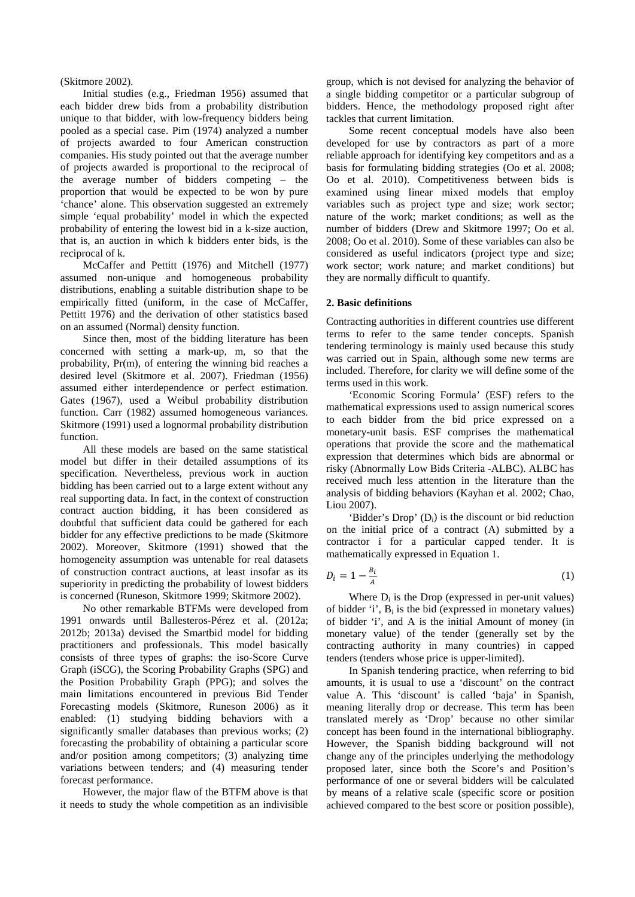(Skitmore 2002).

Initial studies (e.g., Friedman 1956) assumed that each bidder drew bids from a probability distribution unique to that bidder, with low-frequency bidders being pooled as a special case. Pim (1974) analyzed a number of projects awarded to four American construction companies. His study pointed out that the average number of projects awarded is proportional to the reciprocal of the average number of bidders competing – the proportion that would be expected to be won by pure 'chance' alone. This observation suggested an extremely simple 'equal probability' model in which the expected probability of entering the lowest bid in a k-size auction, that is, an auction in which k bidders enter bids, is the reciprocal of k.

McCaffer and Pettitt (1976) and Mitchell (1977) assumed non-unique and homogeneous probability distributions, enabling a suitable distribution shape to be empirically fitted (uniform, in the case of McCaffer, Pettitt 1976) and the derivation of other statistics based on an assumed (Normal) density function.

Since then, most of the bidding literature has been concerned with setting a mark-up, m, so that the probability, Pr(m), of entering the winning bid reaches a desired level (Skitmore et al. 2007). Friedman (1956) assumed either interdependence or perfect estimation. Gates (1967), used a Weibul probability distribution function. Carr (1982) assumed homogeneous variances. Skitmore (1991) used a lognormal probability distribution function.

All these models are based on the same statistical model but differ in their detailed assumptions of its specification. Nevertheless, previous work in auction bidding has been carried out to a large extent without any real supporting data. In fact, in the context of construction contract auction bidding, it has been considered as doubtful that sufficient data could be gathered for each bidder for any effective predictions to be made (Skitmore 2002). Moreover, Skitmore (1991) showed that the homogeneity assumption was untenable for real datasets of construction contract auctions, at least insofar as its superiority in predicting the probability of lowest bidders is concerned (Runeson, Skitmore 1999; Skitmore 2002).

No other remarkable BTFMs were developed from 1991 onwards until Ballesteros-Pérez et al. (2012a; 2012b; 2013a) devised the Smartbid model for bidding practitioners and professionals. This model basically consists of three types of graphs: the iso-Score Curve Graph (iSCG), the Scoring Probability Graphs (SPG) and the Position Probability Graph (PPG); and solves the main limitations encountered in previous Bid Tender Forecasting models (Skitmore, Runeson 2006) as it enabled: (1) studying bidding behaviors with a significantly smaller databases than previous works; (2) forecasting the probability of obtaining a particular score and/or position among competitors; (3) analyzing time variations between tenders; and (4) measuring tender forecast performance.

However, the major flaw of the BTFM above is that it needs to study the whole competition as an indivisible group, which is not devised for analyzing the behavior of a single bidding competitor or a particular subgroup of bidders. Hence, the methodology proposed right after tackles that current limitation.

Some recent conceptual models have also been developed for use by contractors as part of a more reliable approach for identifying key competitors and as a basis for formulating bidding strategies (Oo et al. 2008; Oo et al. 2010). Competitiveness between bids is examined using linear mixed models that employ variables such as project type and size; work sector; nature of the work; market conditions; as well as the number of bidders (Drew and Skitmore 1997; Oo et al. 2008; Oo et al. 2010). Some of these variables can also be considered as useful indicators (project type and size; work sector; work nature; and market conditions) but they are normally difficult to quantify.

## 2. Basic definitions

Contracting authorities in different countries use different terms to refer to the same tender concepts. Spanish tendering terminology is mainly used because this study was carried out in Spain, although some new terms are included. Therefore, for clarity we will define some of the terms used in this work.

'Economic Scoring Formula' (ESF) refers to the mathematical expressions used to assign numerical scores to each bidder from the bid price expressed on a monetary-unit basis. ESF comprises the mathematical operations that provide the score and the mathematical expression that determines which bids are abnormal or risky (Abnormally Low Bids Criteria -ALBC). ALBC has received much less attention in the literature than the analysis of bidding behaviors (Kayhan et al. 2002; Chao, Liou 2007).

'Bidder's Drop' ($D_i$) is the discount or bid reduction on the initial price of a contract (A) submitted by a contractor i for a particular capped tender. It is mathematically expressed in Equation 1.

$$D_i = 1 - \frac{B_i}{A} \tag{1}$$

Where $D_i$ is the Drop (expressed in per-unit values) of bidder 'i', $B_i$ is the bid (expressed in monetary values) of bidder 'i', and A is the initial Amount of money (in monetary value) of the tender (generally set by the contracting authority in many countries) in capped tenders (tenders whose price is upper-limited).

In Spanish tendering practice, when referring to bid amounts, it is usual to use a 'discount' on the contract value A. This 'discount' is called 'baja' in Spanish, meaning literally drop or decrease. This term has been translated merely as 'Drop' because no other similar concept has been found in the international bibliography. However, the Spanish bidding background will not change any of the principles underlying the methodology proposed later, since both the Score's and Position's performance of one or several bidders will be calculated by means of a relative scale (specific score or position achieved compared to the best score or position possible),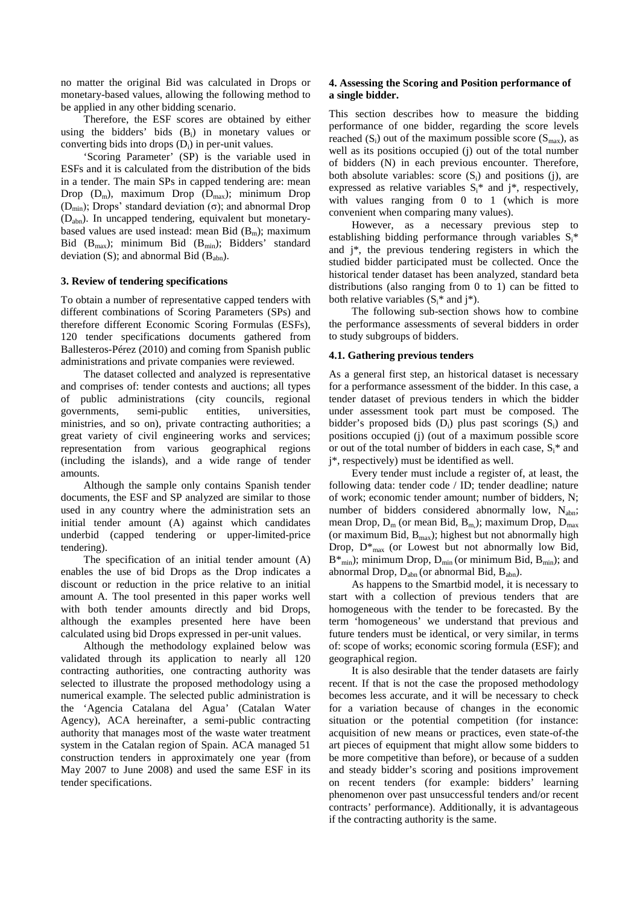no matter the original Bid was calculated in Drops or monetary-based values, allowing the following method to be applied in any other bidding scenario.

Therefore, the ESF scores are obtained by either using the bidders' bids ($B_i$) in monetary values or converting bids into drops ($D_i$) in per-unit values.

'Scoring Parameter' (SP) is the variable used in ESFs and it is calculated from the distribution of the bids in a tender. The main SPs in capped tendering are: mean Drop ($D_m$), maximum Drop ($D_{max}$); minimum Drop ($D_{min}$); Drops' standard deviation ($\sigma$); and abnormal Drop ($D_{abn}$). In uncapped tendering, equivalent but monetary-based values are used instead: mean Bid ($B_m$); maximum Bid ($B_{max}$); minimum Bid ($B_{min}$); Bidders' standard deviation (S); and abnormal Bid ($B_{abn}$).

## 3. Review of tendering specifications

To obtain a number of representative capped tenders with different combinations of Scoring Parameters (SPs) and therefore different Economic Scoring Formulas (ESFs), 120 tender specifications documents gathered from Ballesteros-Pérez (2010) and coming from Spanish public administrations and private companies were reviewed.

The dataset collected and analyzed is representative and comprises of: tender contests and auctions; all types of public administrations (city councils, regional governments, semi-public entities, universities, ministries, and so on), private contracting authorities; a great variety of civil engineering works and services; representation from various geographical regions (including the islands), and a wide range of tender amounts.

Although the sample only contains Spanish tender documents, the ESF and SP analyzed are similar to those used in any country where the administration sets an initial tender amount (A) against which candidates underbid (capped tendering or upper-limited-price tendering).

The specification of an initial tender amount (A) enables the use of bid Drops as the Drop indicates a discount or reduction in the price relative to an initial amount A. The tool presented in this paper works well with both tender amounts directly and bid Drops, although the examples presented here have been calculated using bid Drops expressed in per-unit values.

Although the methodology explained below was validated through its application to nearly all 120 contracting authorities, one contracting authority was selected to illustrate the proposed methodology using a numerical example. The selected public administration is the 'Agencia Catalana del Agua' (Catalan Water Agency), ACA hereinafter, a semi-public contracting authority that manages most of the waste water treatment system in the Catalan region of Spain. ACA managed 51 construction tenders in approximately one year (from May 2007 to June 2008) and used the same ESF in its tender specifications.

## 4. Assessing the Scoring and Position performance of a single bidder.

This section describes how to measure the bidding performance of one bidder, regarding the score levels reached ($S_i$) out of the maximum possible score ($S_{max}$), as well as its positions occupied (j) out of the total number of bidders (N) in each previous encounter. Therefore, both absolute variables: score ($S_i$) and positions (j), are expressed as relative variables $S_i^*$ and $j^*$, respectively, with values ranging from 0 to 1 (which is more convenient when comparing many values).

However, as a necessary previous step to establishing bidding performance through variables $S_i^*$ and $j^*$, the previous tendering registers in which the studied bidder participated must be collected. Once the historical tender dataset has been analyzed, standard beta distributions (also ranging from 0 to 1) can be fitted to both relative variables ($S_i^*$ and $j^*$).

The following sub-section shows how to combine the performance assessments of several bidders in order to study subgroups of bidders.

### 4.1. Gathering previous tenders

As a general first step, an historical dataset is necessary for a performance assessment of the bidder. In this case, a tender dataset of previous tenders in which the bidder under assessment took part must be composed. The bidder's proposed bids ($D_i$) plus past scorings ($S_i$) and positions occupied (j) (out of a maximum possible score or out of the total number of bidders in each case, $S_i^*$ and $j^*$, respectively) must be identified as well.

Every tender must include a register of, at least, the following data: tender code / ID; tender deadline; nature of work; economic tender amount; number of bidders, N; number of bidders considered abnormally low, $N_{abn}$; mean Drop, $D_m$ (or mean Bid, $B_m$); maximum Drop, $D_{max}$ (or maximum Bid, $B_{max}$); highest but not abnormally high Drop, $D^*_{max}$ (or Lowest but not abnormally low Bid, $B^*_{min}$); minimum Drop, $D_{min}$ (or minimum Bid, $B_{min}$); and abnormal Drop, $D_{abn}$ (or abnormal Bid, $B_{abn}$).

As happens to the Smartbid model, it is necessary to start with a collection of previous tenders that are homogeneous with the tender to be forecasted. By the term 'homogeneous' we understand that previous and future tenders must be identical, or very similar, in terms of: scope of works; economic scoring formula (ESF); and geographical region.

It is also desirable that the tender datasets are fairly recent. If that is not the case the proposed methodology becomes less accurate, and it will be necessary to check for a variation because of changes in the economic situation or the potential competition (for instance: acquisition of new means or practices, even state-of-the art pieces of equipment that might allow some bidders to be more competitive than before), or because of a sudden and steady bidder's scoring and positions improvement on recent tenders (for example: bidders' learning phenomenon over past unsuccessful tenders and/or recent contracts' performance). Additionally, it is advantageous if the contracting authority is the same.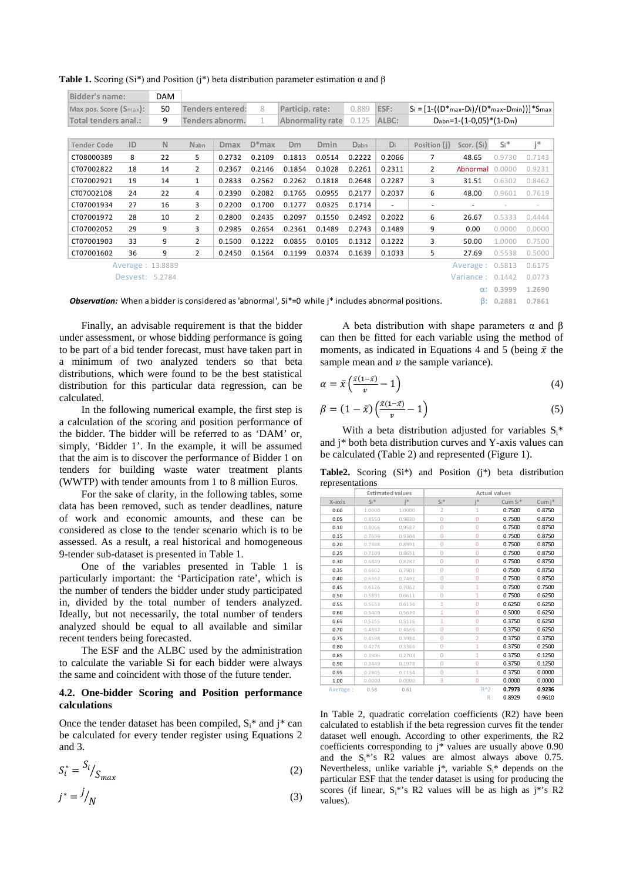**Table 1.** Scoring (Si*) and Position (j*) beta distribution parameter estimation α and β

| Bidder's name: | DAM | | | | |
|---|---|---|---|---|---|
| Max pos. Score ($S_{max}$): | 50 | Tenders entered: | 8 | Particip. rate: | 0.889 | ESF: | $S_i = [1-((D^*_{max}-D_i)/(D^*_{max}-D_{min}))]*S_{max}$ |
| Total tenders anal.: | 9 | Tenders abnorm. | 1 | Abnormality rate | 0.125 | ALBC: | $D_{abn}=1-(1-0{,}05)*(1-D_m)$ |

| Tender Code | ID | N | $N_{abn}$ | Dmax | D*max | Dm | Dmin | $D_{abn}$ | $D_i$ | Position (j) | Scor. ($S_i$) | $S_i$* | j* |
|---|---|---|---|---|---|---|---|---|---|---|---|---|---|
| CT08000389 | 8 | 22 | 5 | 0.2732 | 0.2109 | 0.1813 | 0.0514 | 0.2222 | 0.2066 | 7 | 48.65 | 0.9730 | 0.7143 |
| CT07002822 | 18 | 14 | 2 | 0.2367 | 0.2146 | 0.1854 | 0.1028 | 0.2261 | 0.2311 | 2 | Abnormal | 0.0000 | 0.9231 |
| CT07002921 | 19 | 14 | 1 | 0.2833 | 0.2562 | 0.2262 | 0.1818 | 0.2648 | 0.2287 | 3 | 31.51 | 0.6302 | 0.8462 |
| CT07002108 | 24 | 22 | 4 | 0.2390 | 0.2082 | 0.1765 | 0.0955 | 0.2177 | 0.2037 | 6 | 48.00 | 0.9601 | 0.7619 |
| CT07001934 | 27 | 16 | 3 | 0.2200 | 0.1700 | 0.1277 | 0.0325 | 0.1714 | - | - | - | - | - |
| CT07001972 | 28 | 10 | 2 | 0.2800 | 0.2435 | 0.2097 | 0.1550 | 0.2492 | 0.2022 | 6 | 26.67 | 0.5333 | 0.4444 |
| CT07002052 | 29 | 9 | 3 | 0.2985 | 0.2654 | 0.2361 | 0.1489 | 0.2743 | 0.1489 | 9 | 0.00 | 0.0000 | 0.0000 |
| CT07001903 | 33 | 9 | 2 | 0.1500 | 0.1222 | 0.0855 | 0.0105 | 0.1312 | 0.1222 | 3 | 50.00 | 1.0000 | 0.7500 |
| CT07001602 | 36 | 9 | 2 | 0.2450 | 0.1564 | 0.1199 | 0.0374 | 0.1639 | 0.1033 | 5 | 27.69 | 0.5538 | 0.5000 |
| | Average : | 13.8889 | | | | | | | | | Average : | 0.5813 | 0.6175 |
| | Desvest: | 5.2784 | | | | | | | | | Variance : | 0.1442 | 0.0773 |
| | | | | | | | | | | | α: | 0.3999 | 1.2690 |
| | | | | | | | | | | | β: | 0.2881 | 0.7861 |

***Observation:*** When a bidder is considered as 'abnormal', Si*=0 while j* includes abnormal positions.

Finally, an advisable requirement is that the bidder under assessment, or whose bidding performance is going to be part of a bid tender forecast, must have taken part in a minimum of two analyzed tenders so that beta distributions, which were found to be the best statistical distribution for this particular data regression, can be calculated.

In the following numerical example, the first step is a calculation of the scoring and position performance of the bidder. The bidder will be referred to as 'DAM' or, simply, 'Bidder 1'. In the example, it will be assumed that the aim is to discover the performance of Bidder 1 on tenders for building waste water treatment plants (WWTP) with tender amounts from 1 to 8 million Euros.

For the sake of clarity, in the following tables, some data has been removed, such as tender deadlines, nature of work and economic amounts, and these can be considered as close to the tender scenario which is to be assessed. As a result, a real historical and homogeneous 9-tender sub-dataset is presented in Table 1.

One of the variables presented in Table 1 is particularly important: the 'Participation rate', which is the number of tenders the bidder under study participated in, divided by the total number of tenders analyzed. Ideally, but not necessarily, the total number of tenders analyzed should be equal to all available and similar recent tenders being forecasted.

The ESF and the ALBC used by the administration to calculate the variable Si for each bidder were always the same and coincident with those of the future tender.

### 4.2. One-bidder Scoring and Position performance calculations

Once the tender dataset has been compiled, $S_i$* and j* can be calculated for every tender register using Equations 2 and 3.

$$S_i^* = {S_i}/{S_{max}} \tag{2}$$

$$j^* = {j}/{N} \tag{3}$$

A beta distribution with shape parameters α and β can then be fitted for each variable using the method of moments, as indicated in Equations 4 and 5 (being $\bar{x}$ the sample mean and $v$ the sample variance).

$$\alpha = \bar{x}\left(\frac{\bar{x}(1-\bar{x})}{v} - 1\right) \tag{4}$$

$$\beta = (1-\bar{x})\left(\frac{\bar{x}(1-\bar{x})}{v} - 1\right) \tag{5}$$

With a beta distribution adjusted for variables $S_i$* and j* both beta distribution curves and Y-axis values can be calculated (Table 2) and represented (Figure 1).

**Table2.** Scoring (Si*) and Position (j*) beta distribution representations

| | Estimated values | | Actual values | | | |
|---|---|---|---|---|---|---|
| X-axis | $S_i$* | j* | $S_i$* | j* | Cum $S_i$* | Cum j* |
| 0.00 | 1.0000 | 1.0000 | 2 | 1 | 0.7500 | 0.8750 |
| 0.05 | 0.8550 | 0.9830 | 0 | 0 | 0.7500 | 0.8750 |
| 0.10 | 0.8066 | 0.9587 | 0 | 0 | 0.7500 | 0.8750 |
| 0.15 | 0.7699 | 0.9304 | 0 | 0 | 0.7500 | 0.8750 |
| 0.20 | 0.7388 | 0.8991 | 0 | 0 | 0.7500 | 0.8750 |
| 0.25 | 0.7109 | 0.8651 | 0 | 0 | 0.7500 | 0.8750 |
| 0.30 | 0.6849 | 0.8287 | 0 | 0 | 0.7500 | 0.8750 |
| 0.35 | 0.6602 | 0.7901 | 0 | 0 | 0.7500 | 0.8750 |
| 0.40 | 0.6362 | 0.7492 | 0 | 0 | 0.7500 | 0.8750 |
| 0.45 | 0.6126 | 0.7062 | 0 | 1 | 0.7500 | 0.7500 |
| 0.50 | 0.5891 | 0.6611 | 0 | 1 | 0.7500 | 0.6250 |
| 0.55 | 0.5653 | 0.6136 | 1 | 0 | 0.6250 | 0.6250 |
| 0.60 | 0.5409 | 0.5639 | 1 | 0 | 0.5000 | 0.6250 |
| 0.65 | 0.5155 | 0.5116 | 1 | 0 | 0.3750 | 0.6250 |
| 0.70 | 0.4887 | 0.4566 | 0 | 0 | 0.3750 | 0.6250 |
| 0.75 | 0.4598 | 0.3984 | 0 | 2 | 0.3750 | 0.3750 |
| 0.80 | 0.4276 | 0.3366 | 0 | 1 | 0.3750 | 0.2500 |
| 0.85 | 0.3906 | 0.2703 | 0 | 1 | 0.3750 | 0.1250 |
| 0.90 | 0.3449 | 0.1978 | 0 | 0 | 0.3750 | 0.1250 |
| 0.95 | 0.2805 | 0.1154 | 0 | 1 | 0.3750 | 0.0000 |
| 1.00 | 0.0000 | 0.0000 | 3 | 0 | 0.0000 | 0.0000 |
| Average : | 0.58 | 0.61 | | R^2 : | 0.7973 | 0.9236 |
| | | | | R : | 0.8929 | 0.9610 |

In Table 2, quadratic correlation coefficients (R2) have been calculated to establish if the beta regression curves fit the tender dataset well enough. According to other experiments, the R2 coefficients corresponding to j* values are usually above 0.90 and the $S_i$*'s R2 values are almost always above 0.75. Nevertheless, unlike variable j*, variable $S_i$* depends on the particular ESF that the tender dataset is using for producing the scores (if linear, $S_i$*'s R2 values will be as high as j*'s R2 values).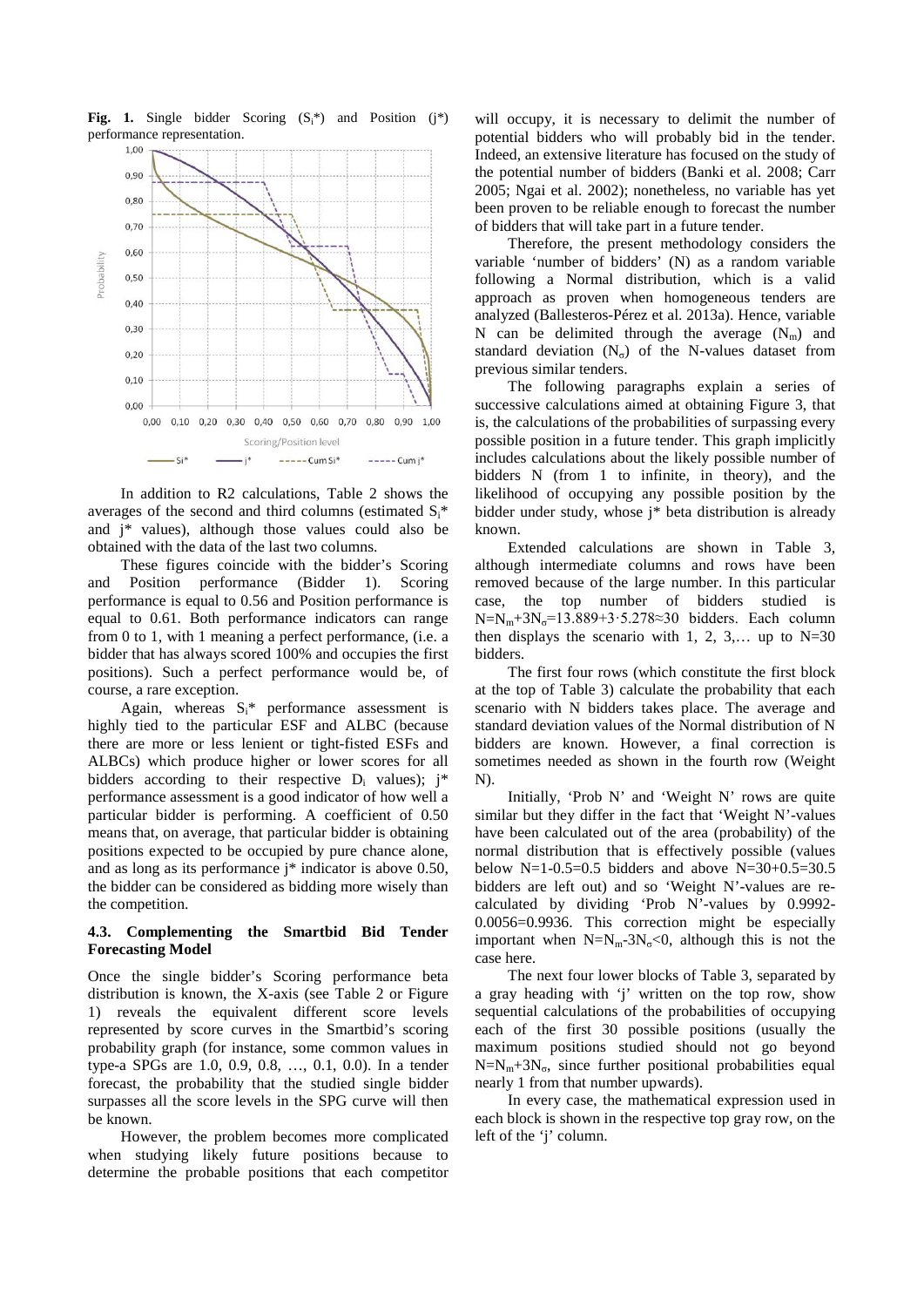**Fig. 1.** Single bidder Scoring ($S_i$*) and Position (j*) performance representation.

In addition to R2 calculations, Table 2 shows the averages of the second and third columns (estimated $S_i$* and j* values), although those values could also be obtained with the data of the last two columns.

These figures coincide with the bidder's Scoring and Position performance (Bidder 1). Scoring performance is equal to 0.56 and Position performance is equal to 0.61. Both performance indicators can range from 0 to 1, with 1 meaning a perfect performance, (i.e. a bidder that has always scored 100% and occupies the first positions). Such a perfect performance would be, of course, a rare exception.

Again, whereas $S_i$* performance assessment is highly tied to the particular ESF and ALBC (because there are more or less lenient or tight-fisted ESFs and ALBCs) which produce higher or lower scores for all bidders according to their respective $D_i$ values); j* performance assessment is a good indicator of how well a particular bidder is performing. A coefficient of 0.50 means that, on average, that particular bidder is obtaining positions expected to be occupied by pure chance alone, and as long as its performance j* indicator is above 0.50, the bidder can be considered as bidding more wisely than the competition.

### 4.3. Complementing the Smartbid Bid Tender Forecasting Model

Once the single bidder's Scoring performance beta distribution is known, the X-axis (see Table 2 or Figure 1) reveals the equivalent different score levels represented by score curves in the Smartbid's scoring probability graph (for instance, some common values in type-a SPGs are 1.0, 0.9, 0.8, …, 0.1, 0.0). In a tender forecast, the probability that the studied single bidder surpasses all the score levels in the SPG curve will then be known.

However, the problem becomes more complicated when studying likely future positions because to determine the probable positions that each competitor will occupy, it is necessary to delimit the number of potential bidders who will probably bid in the tender. Indeed, an extensive literature has focused on the study of the potential number of bidders (Banki et al. 2008; Carr 2005; Ngai et al. 2002); nonetheless, no variable has yet been proven to be reliable enough to forecast the number of bidders that will take part in a future tender.

Therefore, the present methodology considers the variable 'number of bidders' (N) as a random variable following a Normal distribution, which is a valid approach as proven when homogeneous tenders are analyzed (Ballesteros-Pérez et al. 2013a). Hence, variable N can be delimited through the average ($N_m$) and standard deviation ($N_\sigma$) of the N-values dataset from previous similar tenders.

The following paragraphs explain a series of successive calculations aimed at obtaining Figure 3, that is, the calculations of the probabilities of surpassing every possible position in a future tender. This graph implicitly includes calculations about the likely possible number of bidders N (from 1 to infinite, in theory), and the likelihood of occupying any possible position by the bidder under study, whose j* beta distribution is already known.

Extended calculations are shown in Table 3, although intermediate columns and rows have been removed because of the large number. In this particular case, the top number of bidders studied is $N=N_m+3N_\sigma=13.889+3\cdot5.278\approx30$ bidders. Each column then displays the scenario with 1, 2, 3,… up to N=30 bidders.

The first four rows (which constitute the first block at the top of Table 3) calculate the probability that each scenario with N bidders takes place. The average and standard deviation values of the Normal distribution of N bidders are known. However, a final correction is sometimes needed as shown in the fourth row (Weight N).

Initially, 'Prob N' and 'Weight N' rows are quite similar but they differ in the fact that 'Weight N'-values have been calculated out of the area (probability) of the normal distribution that is effectively possible (values below N=1-0.5=0.5 bidders and above N=30+0.5=30.5 bidders are left out) and so 'Weight N'-values are re-calculated by dividing 'Prob N'-values by 0.9992-0.0056=0.9936. This correction might be especially important when $N=N_m-3N_\sigma<0$, although this is not the case here.

The next four lower blocks of Table 3, separated by a gray heading with 'j' written on the top row, show sequential calculations of the probabilities of occupying each of the first 30 possible positions (usually the maximum positions studied should not go beyond $N=N_m+3N_\sigma$, since further positional probabilities equal nearly 1 from that number upwards).

In every case, the mathematical expression used in each block is shown in the respective top gray row, on the left of the 'j' column.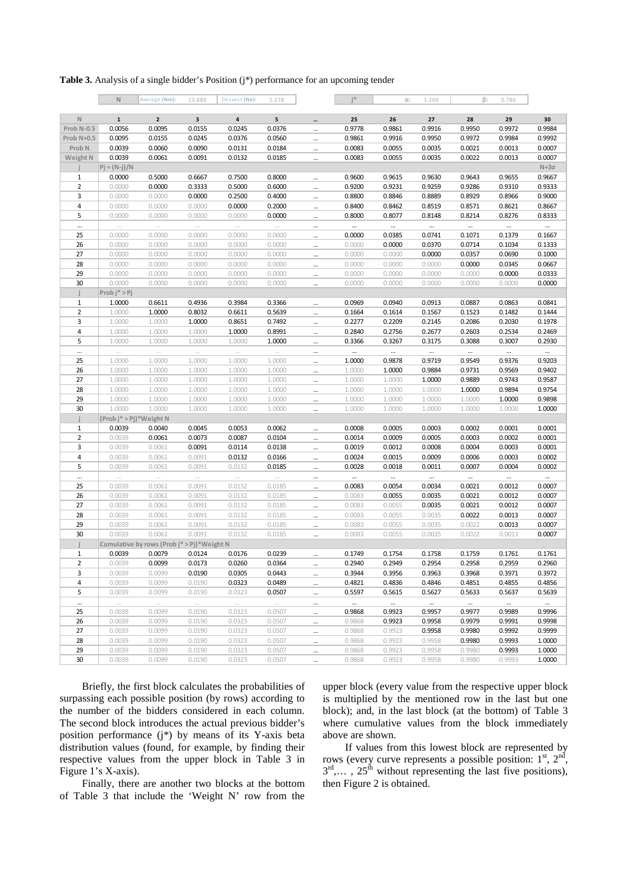**Table 3.** Analysis of a single bidder's Position (j*) performance for an upcoming tender

| N | Average (Nm): | 13.889 | Desvest (Nσ): | 5.278 | | j* | α: | 1.269 | β: | 0.786 | |
|---|---|---|---|---|---|---|---|---|---|---|---|
| **N** | **1** | **2** | **3** | **4** | **5** | **...** | **25** | **26** | **27** | **28** | **29** | **30** |
| Prob N-0.5 | 0.0056 | 0.0095 | 0.0155 | 0.0245 | 0.0376 | ... | 0.9778 | 0.9861 | 0.9916 | 0.9950 | 0.9972 | 0.9984 |
| Prob N+0.5 | 0.0095 | 0.0155 | 0.0245 | 0.0376 | 0.0560 | ... | 0.9861 | 0.9916 | 0.9950 | 0.9972 | 0.9984 | 0.9992 |
| Prob N | 0.0039 | 0.0060 | 0.0090 | 0.0131 | 0.0184 | ... | 0.0083 | 0.0055 | 0.0035 | 0.0021 | 0.0013 | 0.0007 |
| Weight N | 0.0039 | 0.0061 | 0.0091 | 0.0132 | 0.0185 | ... | 0.0083 | 0.0055 | 0.0035 | 0.0022 | 0.0013 | 0.0007 |
| j | Pj = (N-j)/N | | | | | | | | | | | N+3σ |
| 1 | 0.0000 | 0.5000 | 0.6667 | 0.7500 | 0.8000 | ... | 0.9600 | 0.9615 | 0.9630 | 0.9643 | 0.9655 | 0.9667 |
| 2 | 0.0000 | 0.0000 | 0.3333 | 0.5000 | 0.6000 | ... | 0.9200 | 0.9231 | 0.9259 | 0.9286 | 0.9310 | 0.9333 |
| 3 | 0.0000 | 0.0000 | 0.0000 | 0.2500 | 0.4000 | ... | 0.8800 | 0.8846 | 0.8889 | 0.8929 | 0.8966 | 0.9000 |
| 4 | 0.0000 | 0.0000 | 0.0000 | 0.0000 | 0.2000 | ... | 0.8400 | 0.8462 | 0.8519 | 0.8571 | 0.8621 | 0.8667 |
| 5 | 0.0000 | 0.0000 | 0.0000 | 0.0000 | 0.0000 | ... | 0.8000 | 0.8077 | 0.8148 | 0.8214 | 0.8276 | 0.8333 |
| ... | ... | ... | ... | ... | ... | ... | ... | ... | ... | ... | ... | ... |
| 25 | 0.0000 | 0.0000 | 0.0000 | 0.0000 | 0.0000 | ... | 0.0000 | 0.0385 | 0.0741 | 0.1071 | 0.1379 | 0.1667 |
| 26 | 0.0000 | 0.0000 | 0.0000 | 0.0000 | 0.0000 | ... | 0.0000 | 0.0000 | 0.0370 | 0.0714 | 0.1034 | 0.1333 |
| 27 | 0.0000 | 0.0000 | 0.0000 | 0.0000 | 0.0000 | ... | 0.0000 | 0.0000 | 0.0000 | 0.0357 | 0.0690 | 0.1000 |
| 28 | 0.0000 | 0.0000 | 0.0000 | 0.0000 | 0.0000 | ... | 0.0000 | 0.0000 | 0.0000 | 0.0000 | 0.0345 | 0.0667 |
| 29 | 0.0000 | 0.0000 | 0.0000 | 0.0000 | 0.0000 | ... | 0.0000 | 0.0000 | 0.0000 | 0.0000 | 0.0000 | 0.0333 |
| 30 | 0.0000 | 0.0000 | 0.0000 | 0.0000 | 0.0000 | ... | 0.0000 | 0.0000 | 0.0000 | 0.0000 | 0.0000 | 0.0000 |
| j | Prob j* > Pj | | | | | | | | | | | |
| 1 | 1.0000 | 0.6611 | 0.4936 | 0.3984 | 0.3366 | ... | 0.0969 | 0.0940 | 0.0913 | 0.0887 | 0.0863 | 0.0841 |
| 2 | 1.0000 | 1.0000 | 0.8032 | 0.6611 | 0.5639 | ... | 0.1664 | 0.1614 | 0.1567 | 0.1523 | 0.1482 | 0.1444 |
| 3 | 1.0000 | 1.0000 | 1.0000 | 0.8651 | 0.7492 | ... | 0.2277 | 0.2209 | 0.2145 | 0.2086 | 0.2030 | 0.1978 |
| 4 | 1.0000 | 1.0000 | 1.0000 | 1.0000 | 0.8991 | ... | 0.2840 | 0.2756 | 0.2677 | 0.2603 | 0.2534 | 0.2469 |
| 5 | 1.0000 | 1.0000 | 1.0000 | 1.0000 | 1.0000 | ... | 0.3366 | 0.3267 | 0.3175 | 0.3088 | 0.3007 | 0.2930 |
| ... | ... | ... | ... | ... | ... | ... | ... | ... | ... | ... | ... | ... |
| 25 | 1.0000 | 1.0000 | 1.0000 | 1.0000 | 1.0000 | ... | 1.0000 | 0.9878 | 0.9719 | 0.9549 | 0.9376 | 0.9203 |
| 26 | 1.0000 | 1.0000 | 1.0000 | 1.0000 | 1.0000 | ... | 1.0000 | 1.0000 | 0.9884 | 0.9731 | 0.9569 | 0.9402 |
| 27 | 1.0000 | 1.0000 | 1.0000 | 1.0000 | 1.0000 | ... | 1.0000 | 1.0000 | 1.0000 | 0.9889 | 0.9743 | 0.9587 |
| 28 | 1.0000 | 1.0000 | 1.0000 | 1.0000 | 1.0000 | ... | 1.0000 | 1.0000 | 1.0000 | 1.0000 | 0.9894 | 0.9754 |
| 29 | 1.0000 | 1.0000 | 1.0000 | 1.0000 | 1.0000 | ... | 1.0000 | 1.0000 | 1.0000 | 1.0000 | 1.0000 | 0.9898 |
| 30 | 1.0000 | 1.0000 | 1.0000 | 1.0000 | 1.0000 | ... | 1.0000 | 1.0000 | 1.0000 | 1.0000 | 1.0000 | 1.0000 |
| j | (Prob j* > Pj)*Weight N | | | | | | | | | | | |
| 1 | 0.0039 | 0.0040 | 0.0045 | 0.0053 | 0.0062 | ... | 0.0008 | 0.0005 | 0.0003 | 0.0002 | 0.0001 | 0.0001 |
| 2 | 0.0039 | 0.0061 | 0.0073 | 0.0087 | 0.0104 | ... | 0.0014 | 0.0009 | 0.0005 | 0.0003 | 0.0002 | 0.0001 |
| 3 | 0.0039 | 0.0061 | 0.0091 | 0.0114 | 0.0138 | ... | 0.0019 | 0.0012 | 0.0008 | 0.0004 | 0.0003 | 0.0001 |
| 4 | 0.0039 | 0.0061 | 0.0091 | 0.0132 | 0.0166 | ... | 0.0024 | 0.0015 | 0.0009 | 0.0006 | 0.0003 | 0.0002 |
| 5 | 0.0039 | 0.0061 | 0.0091 | 0.0132 | 0.0185 | ... | 0.0028 | 0.0018 | 0.0011 | 0.0007 | 0.0004 | 0.0002 |
| ... | ... | ... | ... | ... | ... | ... | ... | ... | ... | ... | ... | ... |
| 25 | 0.0039 | 0.0061 | 0.0091 | 0.0132 | 0.0185 | ... | 0.0083 | 0.0054 | 0.0034 | 0.0021 | 0.0012 | 0.0007 |
| 26 | 0.0039 | 0.0061 | 0.0091 | 0.0132 | 0.0185 | ... | 0.0083 | 0.0055 | 0.0035 | 0.0021 | 0.0012 | 0.0007 |
| 27 | 0.0039 | 0.0061 | 0.0091 | 0.0132 | 0.0185 | ... | 0.0083 | 0.0055 | 0.0035 | 0.0021 | 0.0012 | 0.0007 |
| 28 | 0.0039 | 0.0061 | 0.0091 | 0.0132 | 0.0185 | ... | 0.0083 | 0.0055 | 0.0035 | 0.0022 | 0.0013 | 0.0007 |
| 29 | 0.0039 | 0.0061 | 0.0091 | 0.0132 | 0.0185 | ... | 0.0083 | 0.0055 | 0.0035 | 0.0022 | 0.0013 | 0.0007 |
| 30 | 0.0039 | 0.0061 | 0.0091 | 0.0132 | 0.0185 | ... | 0.0083 | 0.0055 | 0.0035 | 0.0022 | 0.0013 | 0.0007 |
| j | Cumulative by rows (Prob j* > Pj)*Weight N | | | | | | | | | | | |
| 1 | 0.0039 | 0.0079 | 0.0124 | 0.0176 | 0.0239 | ... | 0.1749 | 0.1754 | 0.1758 | 0.1759 | 0.1761 | 0.1761 |
| 2 | 0.0039 | 0.0099 | 0.0173 | 0.0260 | 0.0364 | ... | 0.2940 | 0.2949 | 0.2954 | 0.2958 | 0.2959 | 0.2960 |
| 3 | 0.0039 | 0.0099 | 0.0190 | 0.0305 | 0.0443 | ... | 0.3944 | 0.3956 | 0.3963 | 0.3968 | 0.3971 | 0.3972 |
| 4 | 0.0039 | 0.0099 | 0.0190 | 0.0323 | 0.0489 | ... | 0.4821 | 0.4836 | 0.4846 | 0.4851 | 0.4855 | 0.4856 |
| 5 | 0.0039 | 0.0099 | 0.0190 | 0.0323 | 0.0507 | ... | 0.5597 | 0.5615 | 0.5627 | 0.5633 | 0.5637 | 0.5639 |
| ... | ... | ... | ... | ... | ... | ... | ... | ... | ... | ... | ... | ... |
| 25 | 0.0039 | 0.0099 | 0.0190 | 0.0323 | 0.0507 | ... | 0.9868 | 0.9923 | 0.9957 | 0.9977 | 0.9989 | 0.9996 |
| 26 | 0.0039 | 0.0099 | 0.0190 | 0.0323 | 0.0507 | ... | 0.9868 | 0.9923 | 0.9958 | 0.9979 | 0.9991 | 0.9998 |
| 27 | 0.0039 | 0.0099 | 0.0190 | 0.0323 | 0.0507 | ... | 0.9868 | 0.9923 | 0.9958 | 0.9980 | 0.9992 | 0.9999 |
| 28 | 0.0039 | 0.0099 | 0.0190 | 0.0323 | 0.0507 | ... | 0.9868 | 0.9923 | 0.9958 | 0.9980 | 0.9993 | 1.0000 |
| 29 | 0.0039 | 0.0099 | 0.0190 | 0.0323 | 0.0507 | ... | 0.9868 | 0.9923 | 0.9958 | 0.9980 | 0.9993 | 1.0000 |
| 30 | 0.0039 | 0.0099 | 0.0190 | 0.0323 | 0.0507 | ... | 0.9868 | 0.9923 | 0.9958 | 0.9980 | 0.9993 | 1.0000 |

Briefly, the first block calculates the probabilities of surpassing each possible position (by rows) according to the number of the bidders considered in each column. The second block introduces the actual previous bidder's position performance (j*) by means of its Y-axis beta distribution values (found, for example, by finding their respective values from the upper block in Table 3 in Figure 1's X-axis).

Finally, there are another two blocks at the bottom of Table 3 that include the 'Weight N' row from the upper block (every value from the respective upper block is multiplied by the mentioned row in the last but one block); and, in the last block (at the bottom) of Table 3 where cumulative values from the block immediately above are shown.

If values from this lowest block are represented by rows (every curve represents a possible position: 1st, 2nd, 3rd,… , 25th without representing the last five positions), then Figure 2 is obtained.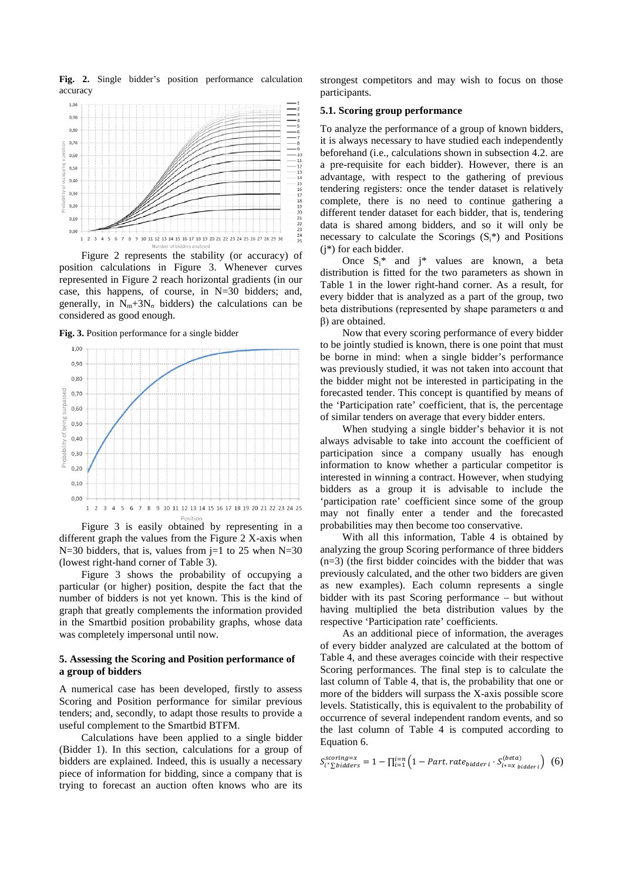**Fig. 2.** Single bidder's position performance calculation accuracy

Figure 2 represents the stability (or accuracy) of position calculations in Figure 3. Whenever curves represented in Figure 2 reach horizontal gradients (in our case, this happens, of course, in N=30 bidders; and, generally, in $N_m+3N_\sigma$ bidders) the calculations can be considered as good enough.

**Fig. 3.** Position performance for a single bidder

Figure 3 is easily obtained by representing in a different graph the values from the Figure 2 X-axis when N=30 bidders, that is, values from j=1 to 25 when N=30 (lowest right-hand corner of Table 3).

Figure 3 shows the probability of occupying a particular (or higher) position, despite the fact that the number of bidders is not yet known. This is the kind of graph that greatly complements the information provided in the Smartbid position probability graphs, whose data was completely impersonal until now.

## 5. Assessing the Scoring and Position performance of a group of bidders

A numerical case has been developed, firstly to assess Scoring and Position performance for similar previous tenders; and, secondly, to adapt those results to provide a useful complement to the Smartbid BTFM.

Calculations have been applied to a single bidder (Bidder 1). In this section, calculations for a group of bidders are explained. Indeed, this is usually a necessary piece of information for bidding, since a company that is trying to forecast an auction often knows who are its strongest competitors and may wish to focus on those participants.

### 5.1. Scoring group performance

To analyze the performance of a group of known bidders, it is always necessary to have studied each independently beforehand (i.e., calculations shown in subsection 4.2. are a pre-requisite for each bidder). However, there is an advantage, with respect to the gathering of previous tendering registers: once the tender dataset is relatively complete, there is no need to continue gathering a different tender dataset for each bidder, that is, tendering data is shared among bidders, and so it will only be necessary to calculate the Scorings ($S_i$*) and Positions (j*) for each bidder.

Once $S_i$* and j* values are known, a beta distribution is fitted for the two parameters as shown in Table 1 in the lower right-hand corner. As a result, for every bidder that is analyzed as a part of the group, two beta distributions (represented by shape parameters α and β) are obtained.

Now that every scoring performance of every bidder to be jointly studied is known, there is one point that must be borne in mind: when a single bidder's performance was previously studied, it was not taken into account that the bidder might not be interested in participating in the forecasted tender. This concept is quantified by means of the 'Participation rate' coefficient, that is, the percentage of similar tenders on average that every bidder enters.

When studying a single bidder's behavior it is not always advisable to take into account the coefficient of participation since a company usually has enough information to know whether a particular competitor is interested in winning a contract. However, when studying bidders as a group it is advisable to include the 'participation rate' coefficient since some of the group may not finally enter a tender and the forecasted probabilities may then become too conservative.

With all this information, Table 4 is obtained by analyzing the group Scoring performance of three bidders (n=3) (the first bidder coincides with the bidder that was previously calculated, and the other two bidders are given as new examples). Each column represents a single bidder with its past Scoring performance – but without having multiplied the beta distribution values by the respective 'Participation rate' coefficients.

As an additional piece of information, the averages of every bidder analyzed are calculated at the bottom of Table 4, and these averages coincide with their respective Scoring performances. The final step is to calculate the last column of Table 4, that is, the probability that one or more of the bidders will surpass the X-axis possible score levels. Statistically, this is equivalent to the probability of occurrence of several independent random events, and so the last column of Table 4 is computed according to Equation 6.

$$S_{i^*\sum bidders}^{scoring=x} = 1 - \prod_{i=1}^{i=n}\left(1 - Part.rate_{bidder\ i} \cdot S_{i*=x\ bidder\ i}^{(beta)}\right) \quad (6)$$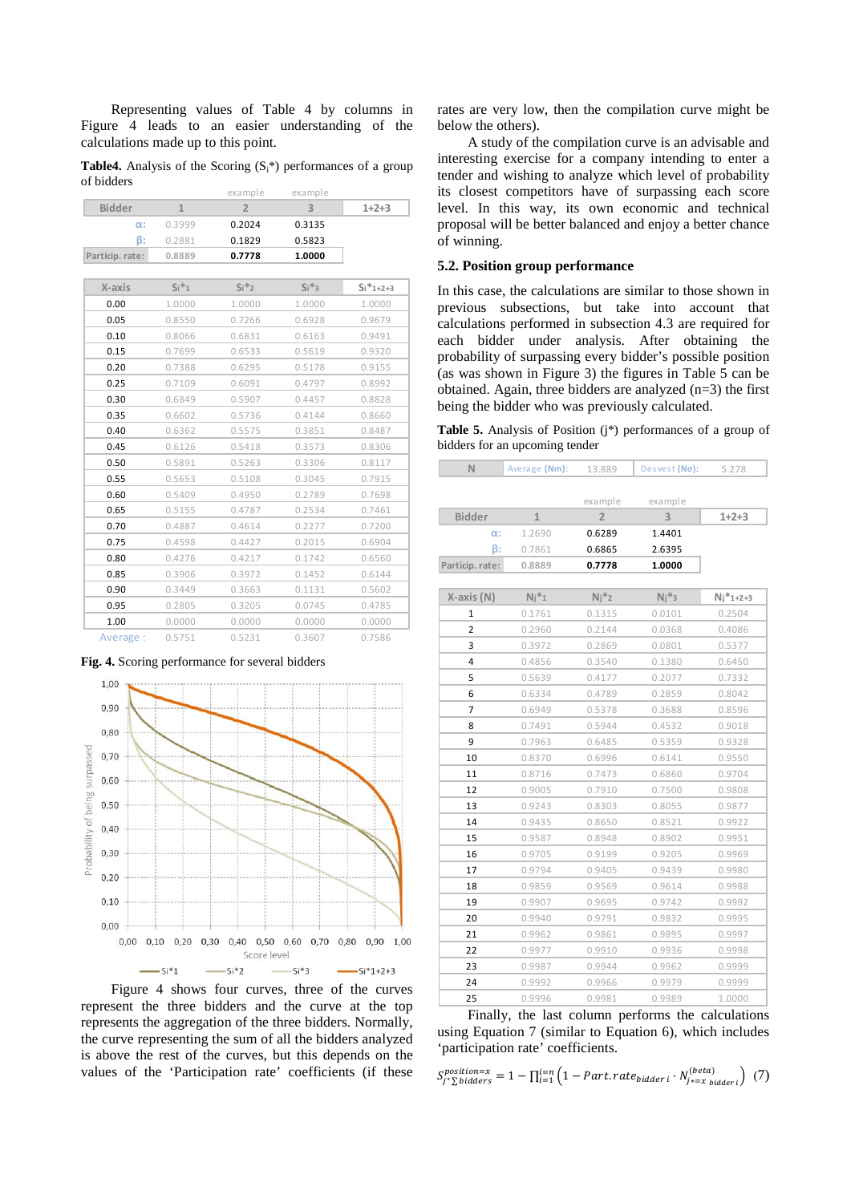Representing values of Table 4 by columns in Figure 4 leads to an easier understanding of the calculations made up to this point.

**Table4.** Analysis of the Scoring ($S_i$*) performances of a group of bidders

| Bidder | 1 | 2 (example) | 3 (example) | 1+2+3 |
|---|---|---|---|---|
| α: | 0.3999 | 0.2024 | 0.3135 | |
| β: | 0.2881 | 0.1829 | 0.5823 | |
| Particip. rate: | 0.8889 | 0.7778 | 1.0000 | |

| X-axis | $S_i*_1$ | $S_i*_2$ | $S_i*_3$ | $S_i*_{1+2+3}$ |
|---|---|---|---|---|
| 0.00 | 1.0000 | 1.0000 | 1.0000 | 1.0000 |
| 0.05 | 0.8550 | 0.7266 | 0.6928 | 0.9679 |
| 0.10 | 0.8066 | 0.6831 | 0.6163 | 0.9491 |
| 0.15 | 0.7699 | 0.6533 | 0.5619 | 0.9320 |
| 0.20 | 0.7388 | 0.6295 | 0.5178 | 0.9155 |
| 0.25 | 0.7109 | 0.6091 | 0.4797 | 0.8992 |
| 0.30 | 0.6849 | 0.5907 | 0.4457 | 0.8828 |
| 0.35 | 0.6602 | 0.5736 | 0.4144 | 0.8660 |
| 0.40 | 0.6362 | 0.5575 | 0.3851 | 0.8487 |
| 0.45 | 0.6126 | 0.5418 | 0.3573 | 0.8306 |
| 0.50 | 0.5891 | 0.5263 | 0.3306 | 0.8117 |
| 0.55 | 0.5653 | 0.5108 | 0.3045 | 0.7915 |
| 0.60 | 0.5409 | 0.4950 | 0.2789 | 0.7698 |
| 0.65 | 0.5155 | 0.4787 | 0.2534 | 0.7461 |
| 0.70 | 0.4887 | 0.4614 | 0.2277 | 0.7200 |
| 0.75 | 0.4598 | 0.4427 | 0.2015 | 0.6904 |
| 0.80 | 0.4276 | 0.4217 | 0.1742 | 0.6560 |
| 0.85 | 0.3906 | 0.3972 | 0.1452 | 0.6144 |
| 0.90 | 0.3449 | 0.3663 | 0.1131 | 0.5602 |
| 0.95 | 0.2805 | 0.3205 | 0.0745 | 0.4785 |
| 1.00 | 0.0000 | 0.0000 | 0.0000 | 0.0000 |
| Average : | 0.5751 | 0.5231 | 0.3607 | 0.7586 |

**Fig. 4.** Scoring performance for several bidders

Figure 4 shows four curves, three of the curves represent the three bidders and the curve at the top represents the aggregation of the three bidders. Normally, the curve representing the sum of all the bidders analyzed is above the rest of the curves, but this depends on the values of the 'Participation rate' coefficients (if these rates are very low, then the compilation curve might be below the others).

A study of the compilation curve is an advisable and interesting exercise for a company intending to enter a tender and wishing to analyze which level of probability its closest competitors have of surpassing each score level. In this way, its own economic and technical proposal will be better balanced and enjoy a better chance of winning.

### 5.2. Position group performance

In this case, the calculations are similar to those shown in previous subsections, but take into account that calculations performed in subsection 4.3 are required for each bidder under analysis. After obtaining the probability of surpassing every bidder's possible position (as was shown in Figure 3) the figures in Table 5 can be obtained. Again, three bidders are analyzed (n=3) the first being the bidder who was previously calculated.

**Table 5.** Analysis of Position (j*) performances of a group of bidders for an upcoming tender

| N | Average (Nm): | 13.889 | Desvest (Nσ): | 5.278 |
|---|---|---|---|---|

| Bidder | 1 | 2 (example) | 3 (example) | 1+2+3 |
|---|---|---|---|---|
| α: | 1.2690 | 0.6289 | 1.4401 | |
| β: | 0.7861 | 0.6865 | 2.6395 | |
| Particip. rate: | 0.8889 | 0.7778 | 1.0000 | |

| X-axis (N) | $N_j*_1$ | $N_j*_2$ | $N_j*_3$ | $N_j*_{1+2+3}$ |
|---|---|---|---|---|
| 1 | 0.1761 | 0.1315 | 0.0101 | 0.2504 |
| 2 | 0.2960 | 0.2144 | 0.0368 | 0.4086 |
| 3 | 0.3972 | 0.2869 | 0.0801 | 0.5377 |
| 4 | 0.4856 | 0.3540 | 0.1380 | 0.6450 |
| 5 | 0.5639 | 0.4177 | 0.2077 | 0.7332 |
| 6 | 0.6334 | 0.4789 | 0.2859 | 0.8042 |
| 7 | 0.6949 | 0.5378 | 0.3688 | 0.8596 |
| 8 | 0.7491 | 0.5944 | 0.4532 | 0.9018 |
| 9 | 0.7963 | 0.6485 | 0.5359 | 0.9328 |
| 10 | 0.8370 | 0.6996 | 0.6141 | 0.9550 |
| 11 | 0.8716 | 0.7473 | 0.6860 | 0.9704 |
| 12 | 0.9005 | 0.7910 | 0.7500 | 0.9808 |
| 13 | 0.9243 | 0.8303 | 0.8055 | 0.9877 |
| 14 | 0.9435 | 0.8650 | 0.8521 | 0.9922 |
| 15 | 0.9587 | 0.8948 | 0.8902 | 0.9951 |
| 16 | 0.9705 | 0.9199 | 0.9205 | 0.9969 |
| 17 | 0.9794 | 0.9405 | 0.9439 | 0.9980 |
| 18 | 0.9859 | 0.9569 | 0.9614 | 0.9988 |
| 19 | 0.9907 | 0.9695 | 0.9742 | 0.9992 |
| 20 | 0.9940 | 0.9791 | 0.9832 | 0.9995 |
| 21 | 0.9962 | 0.9861 | 0.9895 | 0.9997 |
| 22 | 0.9977 | 0.9910 | 0.9936 | 0.9998 |
| 23 | 0.9987 | 0.9944 | 0.9962 | 0.9999 |
| 24 | 0.9992 | 0.9966 | 0.9979 | 0.9999 |
| 25 | 0.9996 | 0.9981 | 0.9989 | 1.0000 |

Finally, the last column performs the calculations using Equation 7 (similar to Equation 6), which includes 'participation rate' coefficients.

$$S_{j^*\sum bidders}^{position=x} = 1 - \prod_{i=1}^{i=n}\left(1 - Part.rate_{bidder\ i} \cdot N_{j*=x\ bidder\ i}^{(beta)}\right) \quad (7)$$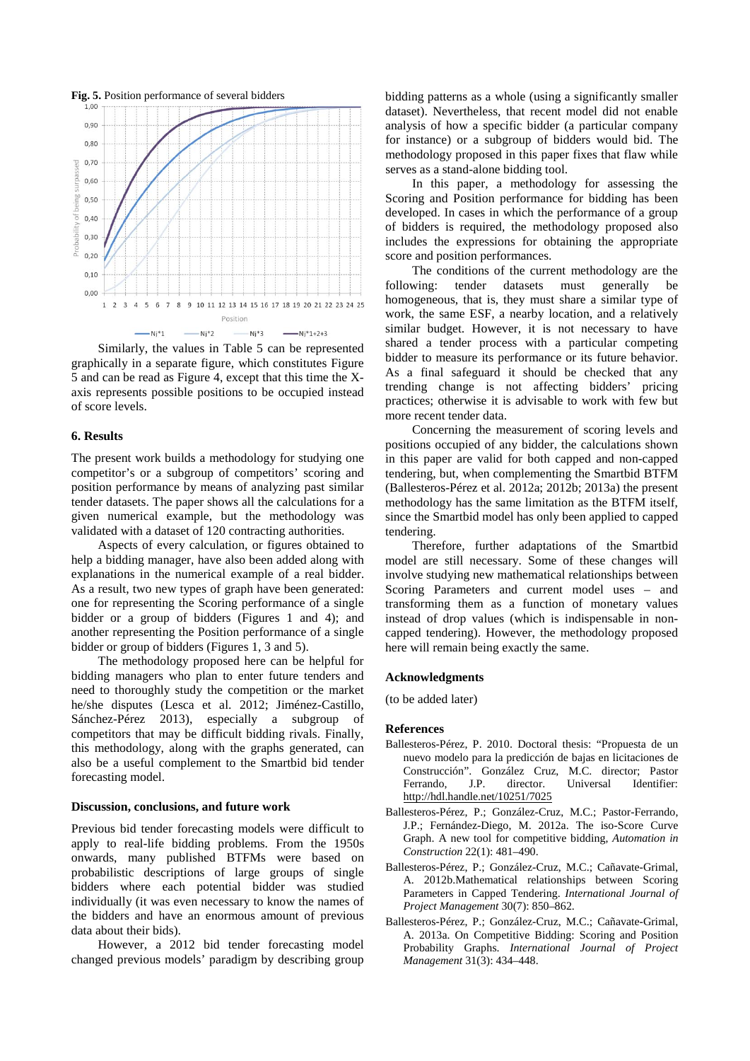**Fig. 5.** Position performance of several bidders

Similarly, the values in Table 5 can be represented graphically in a separate figure, which constitutes Figure 5 and can be read as Figure 4, except that this time the X-axis represents possible positions to be occupied instead of score levels.

## 6. Results

The present work builds a methodology for studying one competitor's or a subgroup of competitors' scoring and position performance by means of analyzing past similar tender datasets. The paper shows all the calculations for a given numerical example, but the methodology was validated with a dataset of 120 contracting authorities.

Aspects of every calculation, or figures obtained to help a bidding manager, have also been added along with explanations in the numerical example of a real bidder. As a result, two new types of graph have been generated: one for representing the Scoring performance of a single bidder or a group of bidders (Figures 1 and 4); and another representing the Position performance of a single bidder or group of bidders (Figures 1, 3 and 5).

The methodology proposed here can be helpful for bidding managers who plan to enter future tenders and need to thoroughly study the competition or the market he/she disputes (Lesca et al. 2012; Jiménez-Castillo, Sánchez-Pérez 2013), especially a subgroup of competitors that may be difficult bidding rivals. Finally, this methodology, along with the graphs generated, can also be a useful complement to the Smartbid bid tender forecasting model.

## Discussion, conclusions, and future work

Previous bid tender forecasting models were difficult to apply to real-life bidding problems. From the 1950s onwards, many published BTFMs were based on probabilistic descriptions of large groups of single bidders where each potential bidder was studied individually (it was even necessary to know the names of the bidders and have an enormous amount of previous data about their bids).

However, a 2012 bid tender forecasting model changed previous models' paradigm by describing group bidding patterns as a whole (using a significantly smaller dataset). Nevertheless, that recent model did not enable analysis of how a specific bidder (a particular company for instance) or a subgroup of bidders would bid. The methodology proposed in this paper fixes that flaw while serves as a stand-alone bidding tool.

In this paper, a methodology for assessing the Scoring and Position performance for bidding has been developed. In cases in which the performance of a group of bidders is required, the methodology proposed also includes the expressions for obtaining the appropriate score and position performances.

The conditions of the current methodology are the following: tender datasets must generally be homogeneous, that is, they must share a similar type of work, the same ESF, a nearby location, and a relatively similar budget. However, it is not necessary to have shared a tender process with a particular competing bidder to measure its performance or its future behavior. As a final safeguard it should be checked that any trending change is not affecting bidders' pricing practices; otherwise it is advisable to work with few but more recent tender data.

Concerning the measurement of scoring levels and positions occupied of any bidder, the calculations shown in this paper are valid for both capped and non-capped tendering, but, when complementing the Smartbid BTFM (Ballesteros-Pérez et al. 2012a; 2012b; 2013a) the present methodology has the same limitation as the BTFM itself, since the Smartbid model has only been applied to capped tendering.

Therefore, further adaptations of the Smartbid model are still necessary. Some of these changes will involve studying new mathematical relationships between Scoring Parameters and current model uses – and transforming them as a function of monetary values instead of drop values (which is indispensable in non-capped tendering). However, the methodology proposed here will remain being exactly the same.

## Acknowledgments

(to be added later)

## References

Ballesteros-Pérez, P. 2010. Doctoral thesis: "Propuesta de un nuevo modelo para la predicción de bajas en licitaciones de Construcción". González Cruz, M.C. director; Pastor Ferrando, J.P. director. Universal Identifier: http://hdl.handle.net/10251/7025

Ballesteros-Pérez, P.; González-Cruz, M.C.; Pastor-Ferrando, J.P.; Fernández-Diego, M. 2012a. The iso-Score Curve Graph. A new tool for competitive bidding, *Automation in Construction* 22(1): 481–490.

Ballesteros-Pérez, P.; González-Cruz, M.C.; Cañavate-Grimal, A. 2012b.Mathematical relationships between Scoring Parameters in Capped Tendering. *International Journal of Project Management* 30(7): 850–862.

Ballesteros-Pérez, P.; González-Cruz, M.C.; Cañavate-Grimal, A. 2013a. On Competitive Bidding: Scoring and Position Probability Graphs. *International Journal of Project Management* 31(3): 434–448.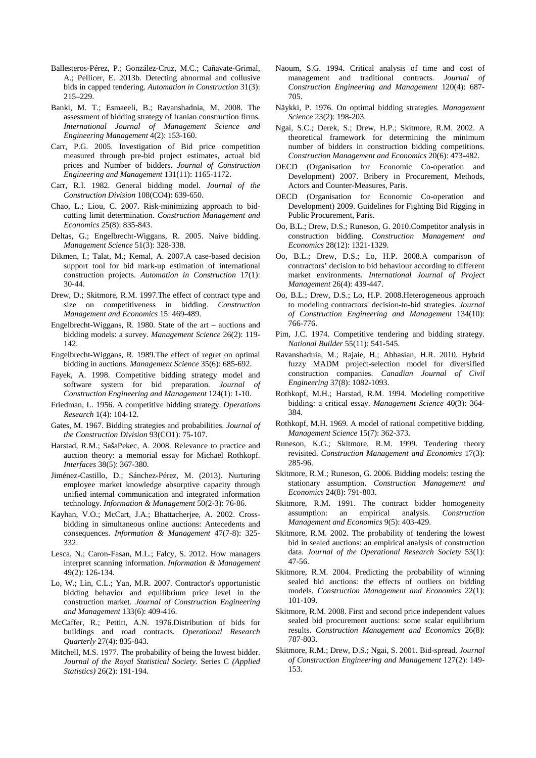Ballesteros-Pérez, P.; González-Cruz, M.C.; Cañavate-Grimal, A.; Pellicer, E. 2013b. Detecting abnormal and collusive bids in capped tendering. *Automation in Construction* 31(3): 215–229.

Banki, M. T.; Esmaeeli, B.; Ravanshadnia, M. 2008. The assessment of bidding strategy of Iranian construction firms. *International Journal of Management Science and Engineering Management* 4(2): 153-160.

Carr, P.G. 2005. Investigation of Bid price competition measured through pre-bid project estimates, actual bid prices and Number of bidders. *Journal of Construction Engineering and Management* 131(11): 1165-1172.

Carr, R.I. 1982. General bidding model. *Journal of the Construction Division* 108(CO4): 639-650.

Chao, L.; Liou, C. 2007. Risk-minimizing approach to bid-cutting limit determination. *Construction Management and Economics* 25(8): 835-843.

Deltas, G.; Engelbrecht-Wiggans, R. 2005. Naive bidding. *Management Science* 51(3): 328-338.

Dikmen, I.; Talat, M.; Kemal, A. 2007.A case-based decision support tool for bid mark-up estimation of international construction projects. *Automation in Construction* 17(1): 30-44.

Drew, D.; Skitmore, R.M. 1997.The effect of contract type and size on competitiveness in bidding. *Construction Management and Economics* 15: 469-489.

Engelbrecht-Wiggans, R. 1980. State of the art – auctions and bidding models: a survey. *Management Science* 26(2): 119-142.

Engelbrecht-Wiggans, R. 1989.The effect of regret on optimal bidding in auctions. *Management Science* 35(6): 685-692.

Fayek, A. 1998. Competitive bidding strategy model and software system for bid preparation. *Journal of Construction Engineering and Management* 124(1): 1-10.

Friedman, L. 1956. A competitive bidding strategy. *Operations Research* 1(4): 104-12.

Gates, M. 1967. Bidding strategies and probabilities. *Journal of the Construction Division* 93(CO1): 75-107.

Harstad, R.M.; SašaPekec, A. 2008. Relevance to practice and auction theory: a memorial essay for Michael Rothkopf. *Interfaces* 38(5): 367-380.

Jiménez-Castillo, D.; Sánchez-Pérez, M. (2013). Nurturing employee market knowledge absorptive capacity through unified internal communication and integrated information technology. *Information & Management* 50(2-3): 76-86.

Kayhan, V.O.; McCart, J.A.; Bhattacherjee, A. 2002. Cross-bidding in simultaneous online auctions: Antecedents and consequences. *Information & Management* 47(7-8): 325-332.

Lesca, N.; Caron-Fasan, M.L.; Falcy, S. 2012. How managers interpret scanning information. *Information & Management* 49(2): 126-134.

Lo, W.; Lin, C.L.; Yan, M.R. 2007. Contractor's opportunistic bidding behavior and equilibrium price level in the construction market. *Journal of Construction Engineering and Management* 133(6): 409-416.

McCaffer, R.; Pettitt, A.N. 1976.Distribution of bids for buildings and road contracts. *Operational Research Quarterly* 27(4): 835-843.

Mitchell, M.S. 1977. The probability of being the lowest bidder. *Journal of the Royal Statistical Society*. Series C *(Applied Statistics)* 26(2): 191-194.

Naoum, S.G. 1994. Critical analysis of time and cost of management and traditional contracts. *Journal of Construction Engineering and Management* 120(4): 687-705.

Näykki, P. 1976. On optimal bidding strategies. *Management Science* 23(2): 198-203.

Ngai, S.C.; Derek, S.; Drew, H.P.; Skitmore, R.M. 2002. A theoretical framework for determining the minimum number of bidders in construction bidding competitions. *Construction Management and Economics* 20(6): 473-482.

OECD (Organisation for Economic Co-operation and Development) 2007. Bribery in Procurement, Methods, Actors and Counter-Measures, Paris.

OECD (Organisation for Economic Co-operation and Development) 2009. Guidelines for Fighting Bid Rigging in Public Procurement, Paris.

Oo, B.L.; Drew, D.S.; Runeson, G. 2010.Competitor analysis in construction bidding. *Construction Management and Economics* 28(12): 1321-1329.

Oo, B.L.; Drew, D.S.; Lo, H.P. 2008.A comparison of contractors' decision to bid behaviour according to different market environments. *International Journal of Project Management* 26(4): 439-447.

Oo, B.L.; Drew, D.S.; Lo, H.P. 2008.Heterogeneous approach to modeling contractors' decision-to-bid strategies. *Journal of Construction Engineering and Management* 134(10): 766-776.

Pim, J.C. 1974. Competitive tendering and bidding strategy. *National Builder* 55(11): 541-545.

Ravanshadnia, M.; Rajaie, H.; Abbasian, H.R. 2010. Hybrid fuzzy MADM project-selection model for diversified construction companies. *Canadian Journal of Civil Engineering* 37(8): 1082-1093.

Rothkopf, M.H.; Harstad, R.M. 1994. Modeling competitive bidding: a critical essay. *Management Science* 40(3): 364-384.

Rothkopf, M.H. 1969. A model of rational competitive bidding. *Management Science* 15(7): 362-373.

Runeson, K.G.; Skitmore, R.M. 1999. Tendering theory revisited. *Construction Management and Economics* 17(3): 285-96.

Skitmore, R.M.; Runeson, G. 2006. Bidding models: testing the stationary assumption. *Construction Management and Economics* 24(8): 791-803.

Skitmore, R.M. 1991. The contract bidder homogeneity assumption: an empirical analysis. *Construction Management and Economics* 9(5): 403-429.

Skitmore, R.M. 2002. The probability of tendering the lowest bid in sealed auctions: an empirical analysis of construction data. *Journal of the Operational Research Society* 53(1): 47-56.

Skitmore, R.M. 2004. Predicting the probability of winning sealed bid auctions: the effects of outliers on bidding models. *Construction Management and Economics* 22(1): 101-109.

Skitmore, R.M. 2008. First and second price independent values sealed bid procurement auctions: some scalar equilibrium results. *Construction Management and Economics* 26(8): 787-803.

Skitmore, R.M.; Drew, D.S.; Ngai, S. 2001. Bid-spread. *Journal of Construction Engineering and Management* 127(2): 149-153.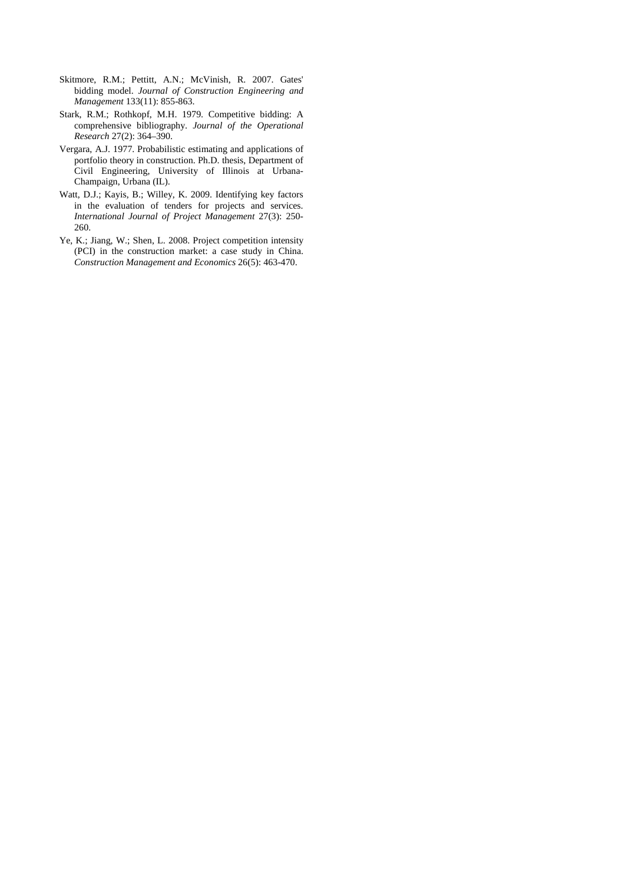Skitmore, R.M.; Pettitt, A.N.; McVinish, R. 2007. Gates' bidding model. *Journal of Construction Engineering and Management* 133(11): 855-863.

Stark, R.M.; Rothkopf, M.H. 1979. Competitive bidding: A comprehensive bibliography. *Journal of the Operational Research* 27(2): 364–390.

Vergara, A.J. 1977. Probabilistic estimating and applications of portfolio theory in construction. Ph.D. thesis, Department of Civil Engineering, University of Illinois at Urbana-Champaign, Urbana (IL).

Watt, D.J.; Kayis, B.; Willey, K. 2009. Identifying key factors in the evaluation of tenders for projects and services. *International Journal of Project Management* 27(3): 250-260.

Ye, K.; Jiang, W.; Shen, L. 2008. Project competition intensity (PCI) in the construction market: a case study in China. *Construction Management and Economics* 26(5): 463-470.